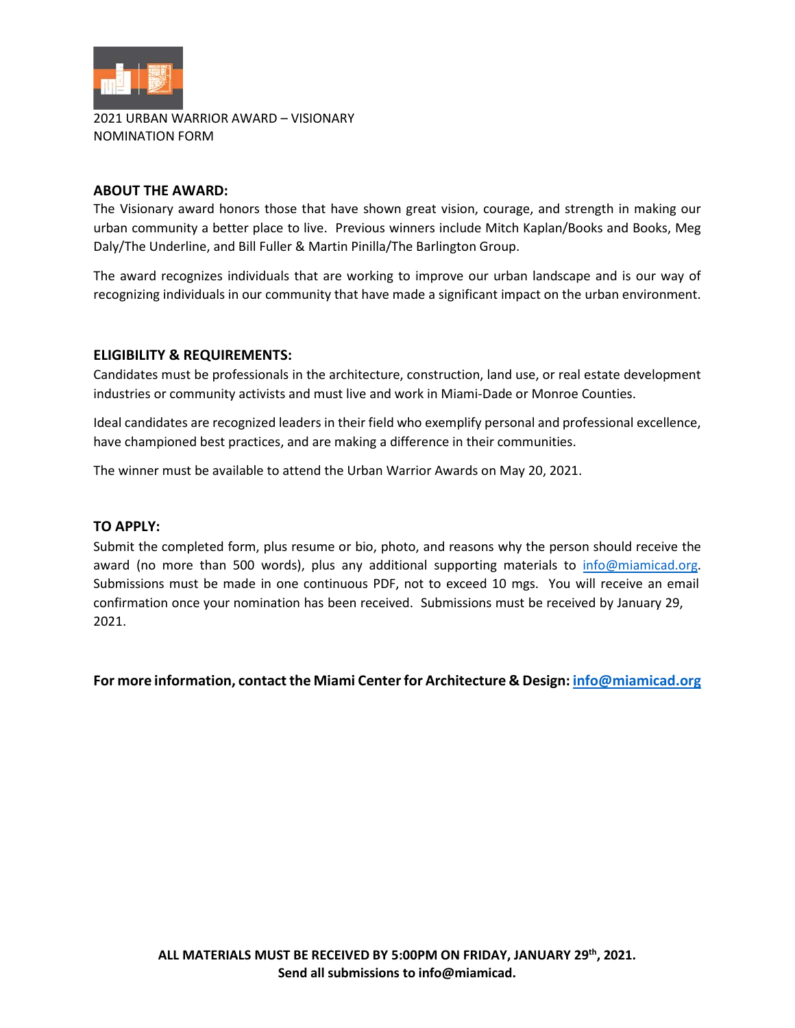2021 URBAN WARRIOR AWARD – VISIONARY
NOMINATION FORM

## ABOUT THE AWARD:

The Visionary award honors those that have shown great vision, courage, and strength in making our urban community a better place to live. Previous winners include Mitch Kaplan/Books and Books, Meg Daly/The Underline, and Bill Fuller & Martin Pinilla/The Barlington Group.

The award recognizes individuals that are working to improve our urban landscape and is our way of recognizing individuals in our community that have made a significant impact on the urban environment.

## ELIGIBILITY & REQUIREMENTS:

Candidates must be professionals in the architecture, construction, land use, or real estate development industries or community activists and must live and work in Miami-Dade or Monroe Counties.

Ideal candidates are recognized leaders in their field who exemplify personal and professional excellence, have championed best practices, and are making a difference in their communities.

The winner must be available to attend the Urban Warrior Awards on May 20, 2021.

## TO APPLY:

Submit the completed form, plus resume or bio, photo, and reasons why the person should receive the award (no more than 500 words), plus any additional supporting materials to info@miamicad.org. Submissions must be made in one continuous PDF, not to exceed 10 mgs. You will receive an email confirmation once your nomination has been received. Submissions must be received by January 29, 2021.

**For more information, contact the Miami Center for Architecture & Design: info@miamicad.org**

**ALL MATERIALS MUST BE RECEIVED BY 5:00PM ON FRIDAY, JANUARY 29th, 2021.**
**Send all submissions to info@miamicad.**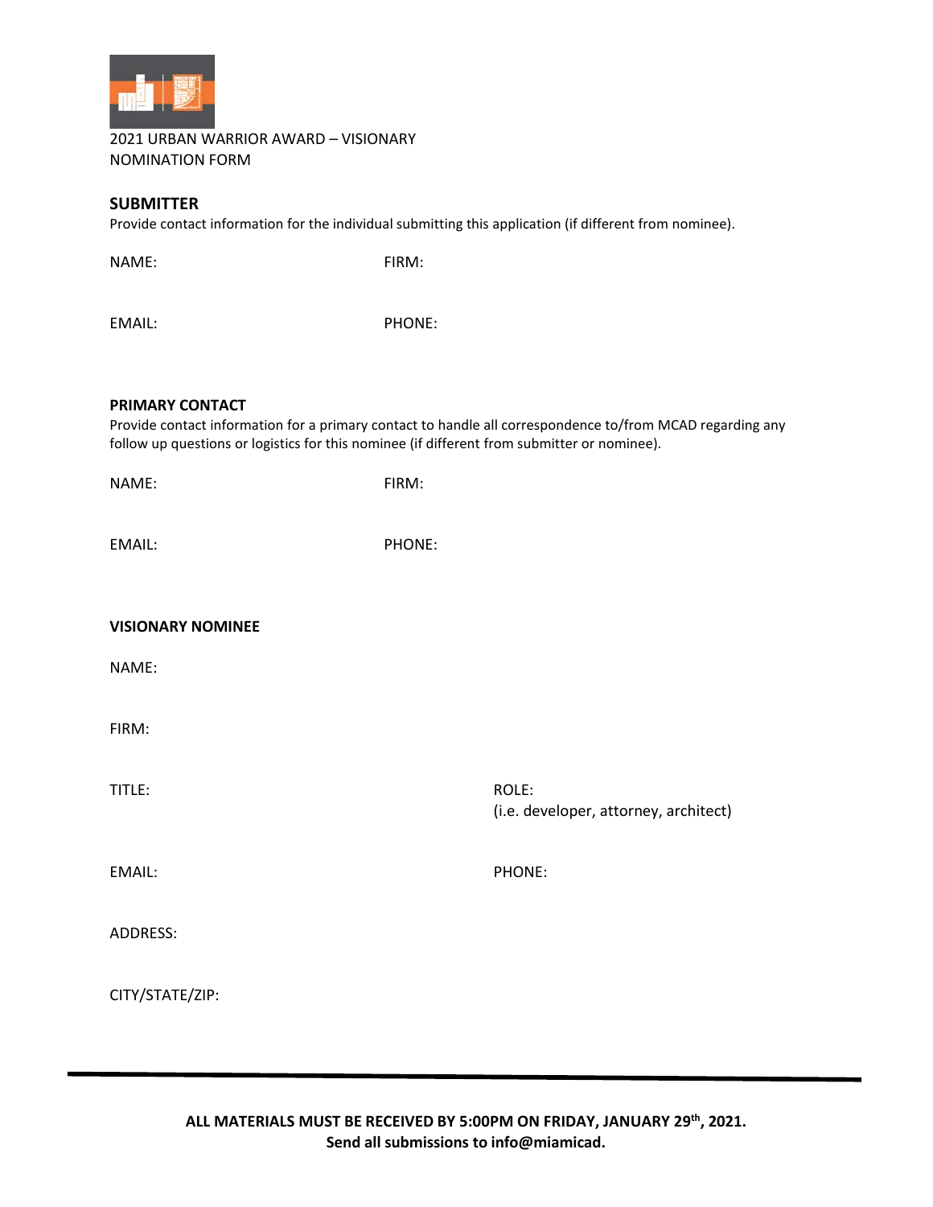2021 URBAN WARRIOR AWARD – VISIONARY
NOMINATION FORM

## SUBMITTER

Provide contact information for the individual submitting this application (if different from nominee).

NAME: FIRM:

EMAIL: PHONE:

## PRIMARY CONTACT

Provide contact information for a primary contact to handle all correspondence to/from MCAD regarding any follow up questions or logistics for this nominee (if different from submitter or nominee).

NAME: FIRM:

EMAIL: PHONE:

## VISIONARY NOMINEE

NAME:

FIRM:

TITLE: ROLE:
(i.e. developer, attorney, architect)

EMAIL: PHONE:

ADDRESS:

CITY/STATE/ZIP:

---

**ALL MATERIALS MUST BE RECEIVED BY 5:00PM ON FRIDAY, JANUARY 29th, 2021.**
**Send all submissions to info@miamicad.**